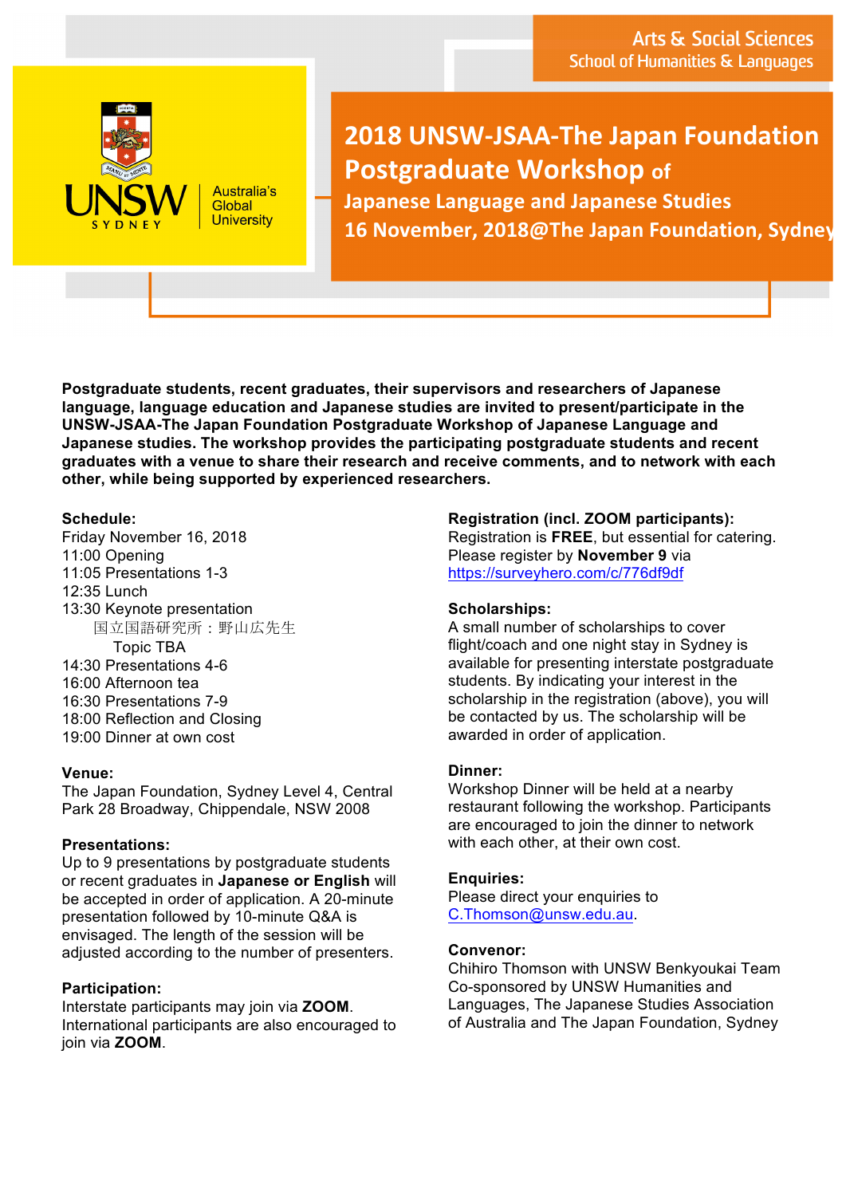Arts & Social Sciences
School of Humanities & Languages

UNSW SYDNEY Australia's Global University

# 2018 UNSW-JSAA-The Japan Foundation Postgraduate Workshop of Japanese Language and Japanese Studies

## 16 November, 2018@The Japan Foundation, Sydney

**Postgraduate students, recent graduates, their supervisors and researchers of Japanese language, language education and Japanese studies are invited to present/participate in the UNSW-JSAA-The Japan Foundation Postgraduate Workshop of Japanese Language and Japanese studies. The workshop provides the participating postgraduate students and recent graduates with a venue to share their research and receive comments, and to network with each other, while being supported by experienced researchers.**

**Schedule:**
Friday November 16, 2018
11:00 Opening
11:05 Presentations 1-3
12:35 Lunch
13:30 Keynote presentation
　　国立国語研究所：野山広先生
　　Topic TBA
14:30 Presentations 4-6
16:00 Afternoon tea
16:30 Presentations 7-9
18:00 Reflection and Closing
19:00 Dinner at own cost

**Venue:**
The Japan Foundation, Sydney Level 4, Central Park 28 Broadway, Chippendale, NSW 2008

**Presentations:**
Up to 9 presentations by postgraduate students or recent graduates in **Japanese or English** will be accepted in order of application. A 20-minute presentation followed by 10-minute Q&A is envisaged. The length of the session will be adjusted according to the number of presenters.

**Participation:**
Interstate participants may join via **ZOOM**. International participants are also encouraged to join via **ZOOM**.

**Registration (incl. ZOOM participants):**
Registration is **FREE**, but essential for catering. Please register by **November 9** via
https://surveyhero.com/c/776df9df

**Scholarships:**
A small number of scholarships to cover flight/coach and one night stay in Sydney is available for presenting interstate postgraduate students. By indicating your interest in the scholarship in the registration (above), you will be contacted by us. The scholarship will be awarded in order of application.

**Dinner:**
Workshop Dinner will be held at a nearby restaurant following the workshop. Participants are encouraged to join the dinner to network with each other, at their own cost.

**Enquiries:**
Please direct your enquiries to C.Thomson@unsw.edu.au.

**Convenor:**
Chihiro Thomson with UNSW Benkyoukai Team
Co-sponsored by UNSW Humanities and Languages, The Japanese Studies Association of Australia and The Japan Foundation, Sydney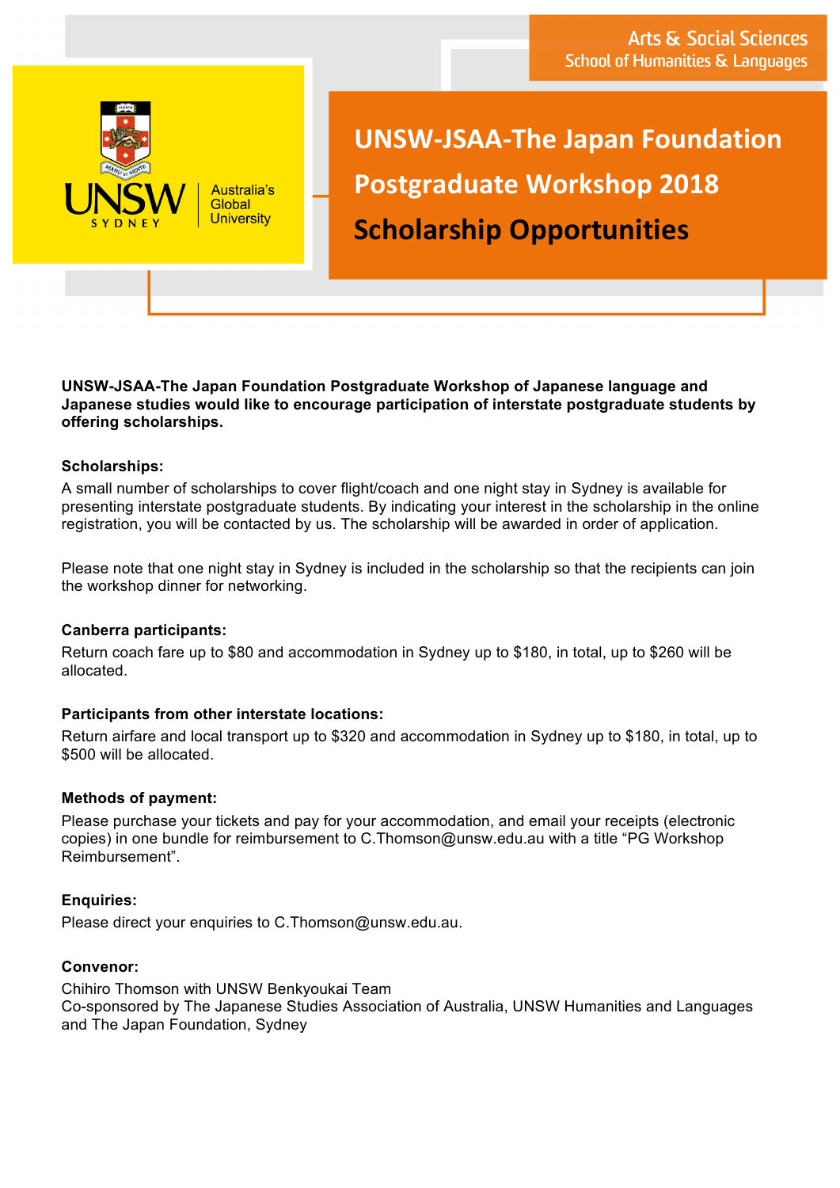Arts & Social Sciences
School of Humanities & Languages

UNSW SYDNEY | Australia's Global University

# UNSW-JSAA-The Japan Foundation Postgraduate Workshop 2018

# Scholarship Opportunities

**UNSW-JSAA-The Japan Foundation Postgraduate Workshop of Japanese language and Japanese studies would like to encourage participation of interstate postgraduate students by offering scholarships.**

**Scholarships:**

A small number of scholarships to cover flight/coach and one night stay in Sydney is available for presenting interstate postgraduate students. By indicating your interest in the scholarship in the online registration, you will be contacted by us. The scholarship will be awarded in order of application.

Please note that one night stay in Sydney is included in the scholarship so that the recipients can join the workshop dinner for networking.

**Canberra participants:**

Return coach fare up to $80 and accommodation in Sydney up to $180, in total, up to $260 will be allocated.

**Participants from other interstate locations:**

Return airfare and local transport up to $320 and accommodation in Sydney up to $180, in total, up to $500 will be allocated.

**Methods of payment:**

Please purchase your tickets and pay for your accommodation, and email your receipts (electronic copies) in one bundle for reimbursement to C.Thomson@unsw.edu.au with a title "PG Workshop Reimbursement".

**Enquiries:**

Please direct your enquiries to C.Thomson@unsw.edu.au.

**Convenor:**

Chihiro Thomson with UNSW Benkyoukai Team
Co-sponsored by The Japanese Studies Association of Australia, UNSW Humanities and Languages and The Japan Foundation, Sydney